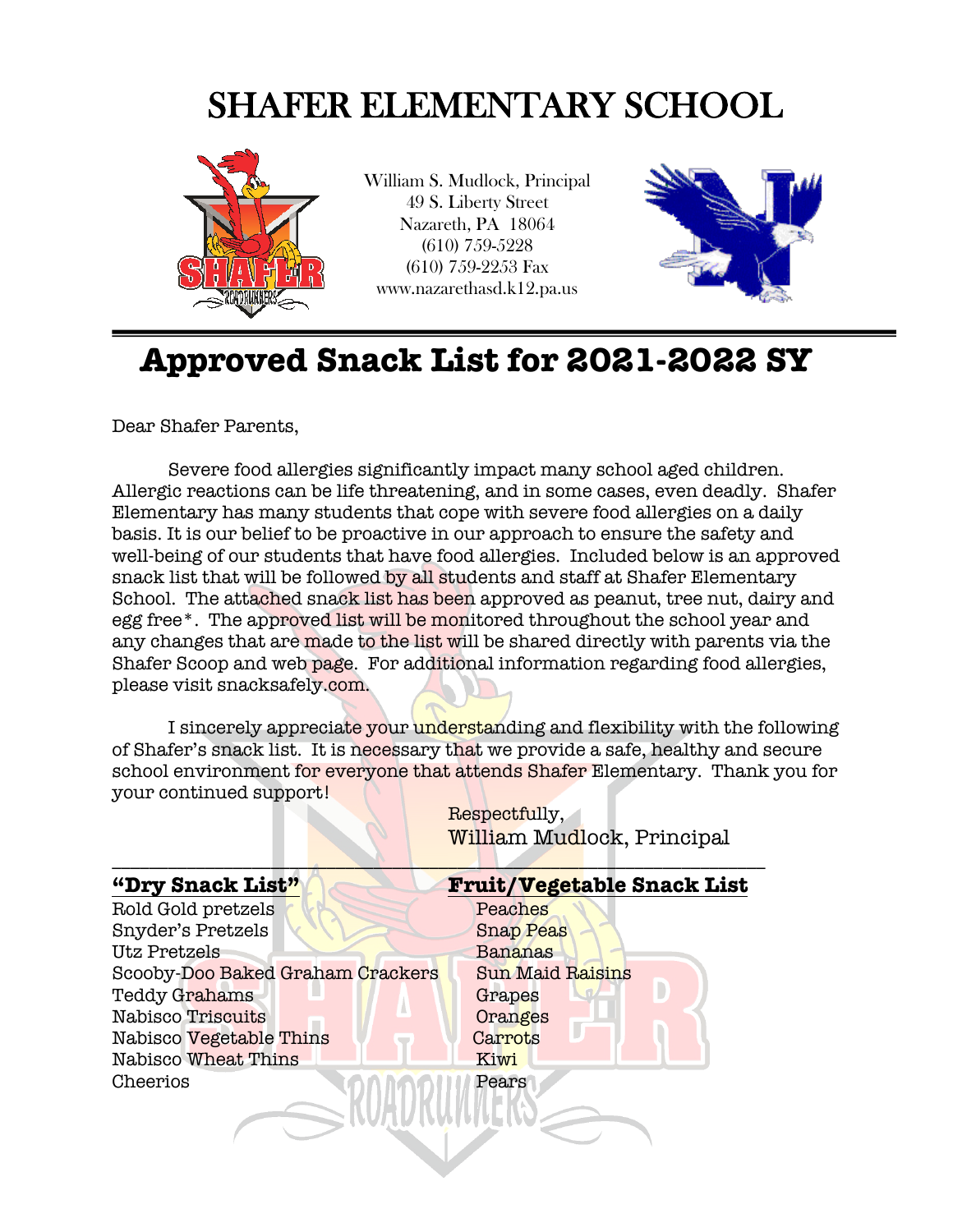# SHAFER ELEMENTARY SCHOOL

William S. Mudlock, Principal
49 S. Liberty Street
Nazareth, PA 18064
(610) 759-5228
(610) 759-2253 Fax
www.nazarethasd.k12.pa.us

## Approved Snack List for 2021-2022 SY

Dear Shafer Parents,

Severe food allergies significantly impact many school aged children. Allergic reactions can be life threatening, and in some cases, even deadly. Shafer Elementary has many students that cope with severe food allergies on a daily basis. It is our belief to be proactive in our approach to ensure the safety and well-being of our students that have food allergies. Included below is an approved snack list that will be followed by all students and staff at Shafer Elementary School. The attached snack list has been approved as peanut, tree nut, dairy and egg free*. The approved list will be monitored throughout the school year and any changes that are made to the list will be shared directly with parents via the Shafer Scoop and web page. For additional information regarding food allergies, please visit snacksafely.com.

I sincerely appreciate your understanding and flexibility with the following of Shafer's snack list. It is necessary that we provide a safe, healthy and secure school environment for everyone that attends Shafer Elementary. Thank you for your continued support!

Respectfully,
William Mudlock, Principal

---

**"Dry Snack List"**

Rold Gold pretzels
Snyder's Pretzels
Utz Pretzels
Scooby-Doo Baked Graham Crackers
Teddy Grahams
Nabisco Triscuits
Nabisco Vegetable Thins
Nabisco Wheat Thins
Cheerios

**Fruit/Vegetable Snack List**

Peaches
Snap Peas
Bananas
Sun Maid Raisins
Grapes
Oranges
Carrots
Kiwi
Pears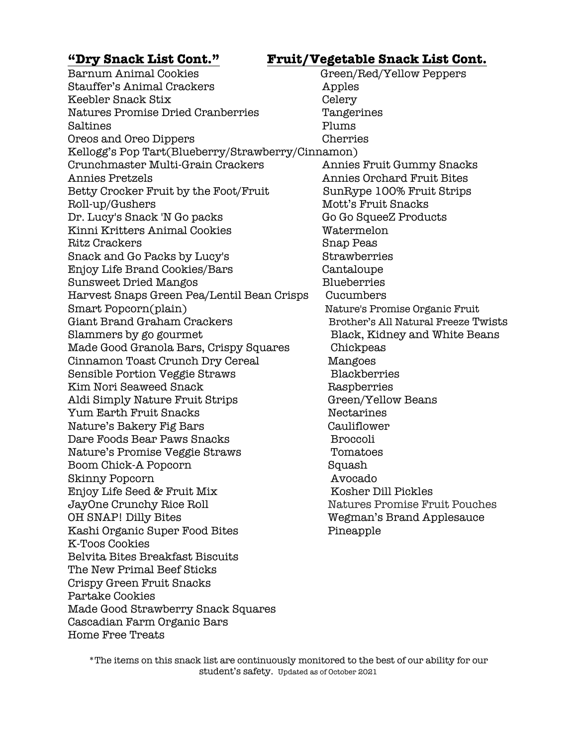## "Dry Snack List Cont."

Barnum Animal Cookies
Stauffer's Animal Crackers
Keebler Snack Stix
Natures Promise Dried Cranberries
Saltines
Oreos and Oreo Dippers
Kellogg's Pop Tart(Blueberry/Strawberry/Cinnamon)
Crunchmaster Multi-Grain Crackers
Annies Pretzels
Betty Crocker Fruit by the Foot/Fruit Roll-up/Gushers
Dr. Lucy's Snack 'N Go packs
Kinni Kritters Animal Cookies
Ritz Crackers
Snack and Go Packs by Lucy's
Enjoy Life Brand Cookies/Bars
Sunsweet Dried Mangos
Harvest Snaps Green Pea/Lentil Bean Crisps
Smart Popcorn(plain)
Giant Brand Graham Crackers
Slammers by go gourmet
Made Good Granola Bars, Crispy Squares
Cinnamon Toast Crunch Dry Cereal
Sensible Portion Veggie Straws
Kim Nori Seaweed Snack
Aldi Simply Nature Fruit Strips
Yum Earth Fruit Snacks
Nature's Bakery Fig Bars
Dare Foods Bear Paws Snacks
Nature's Promise Veggie Straws
Boom Chick-A Popcorn
Skinny Popcorn
Enjoy Life Seed & Fruit Mix
JayOne Crunchy Rice Roll
OH SNAP! Dilly Bites
Kashi Organic Super Food Bites
K-Toos Cookies
Belvita Bites Breakfast Biscuits
The New Primal Beef Sticks
Crispy Green Fruit Snacks
Partake Cookies
Made Good Strawberry Snack Squares
Cascadian Farm Organic Bars
Home Free Treats

## Fruit/Vegetable Snack List Cont.

Green/Red/Yellow Peppers
Apples
Celery
Tangerines
Plums
Cherries
Annies Fruit Gummy Snacks
Annies Orchard Fruit Bites
SunRype 100% Fruit Strips
Mott's Fruit Snacks
Go Go SqueeZ Products
Watermelon
Snap Peas
Strawberries
Cantaloupe
Blueberries
Cucumbers
Nature's Promise Organic Fruit
Brother's All Natural Freeze Twists
Black, Kidney and White Beans
Chickpeas
Mangoes
Blackberries
Raspberries
Green/Yellow Beans
Nectarines
Cauliflower
Broccoli
Tomatoes
Squash
Avocado
Kosher Dill Pickles
Natures Promise Fruit Pouches
Wegman's Brand Applesauce
Pineapple

*The items on this snack list are continuously monitored to the best of our ability for our student's safety. Updated as of October 2021